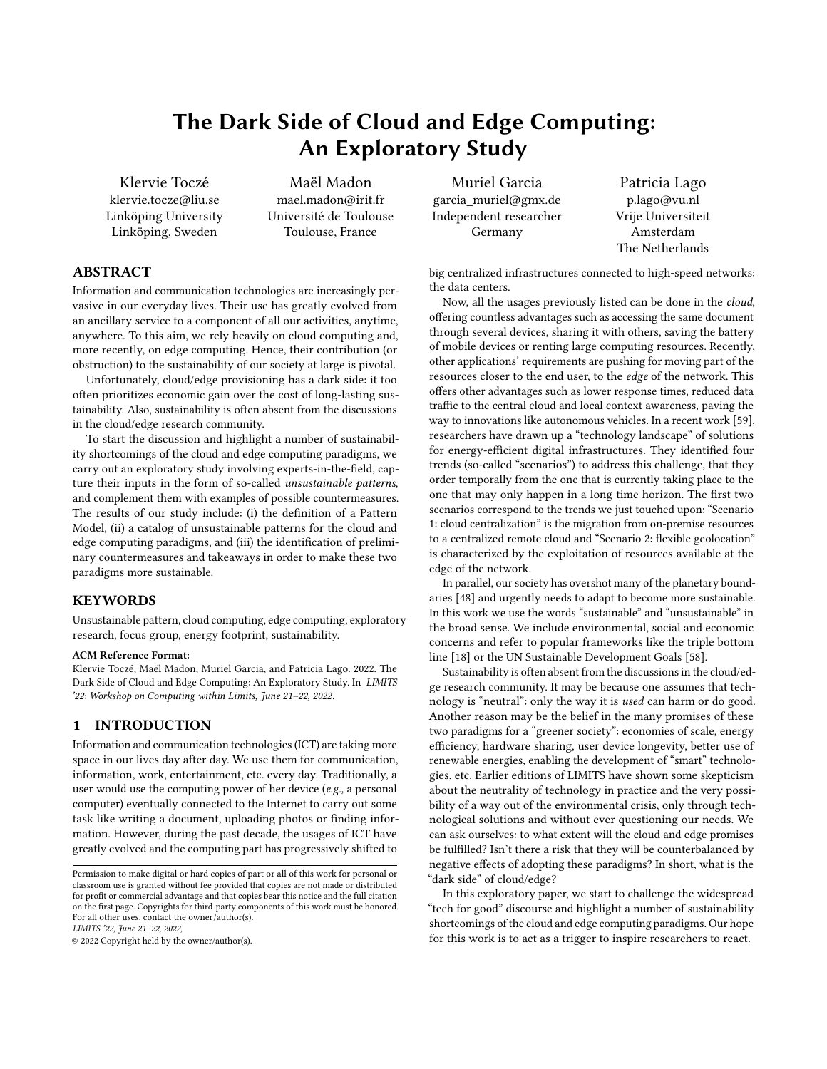# The Dark Side of Cloud and Edge Computing: An Exploratory Study

Klervie Toczé
klervie.tocze@liu.se
Linköping University
Linköping, Sweden

Maël Madon
mael.madon@irit.fr
Université de Toulouse
Toulouse, France

Muriel Garcia
garcia_muriel@gmx.de
Independent researcher
Germany

Patricia Lago
p.lago@vu.nl
Vrije Universiteit
Amsterdam
The Netherlands

## ABSTRACT

Information and communication technologies are increasingly pervasive in our everyday lives. Their use has greatly evolved from an ancillary service to a component of all our activities, anytime, anywhere. To this aim, we rely heavily on cloud computing and, more recently, on edge computing. Hence, their contribution (or obstruction) to the sustainability of our society at large is pivotal.

Unfortunately, cloud/edge provisioning has a dark side: it too often prioritizes economic gain over the cost of long-lasting sustainability. Also, sustainability is often absent from the discussions in the cloud/edge research community.

To start the discussion and highlight a number of sustainability shortcomings of the cloud and edge computing paradigms, we carry out an exploratory study involving experts-in-the-field, capture their inputs in the form of so-called *unsustainable patterns*, and complement them with examples of possible countermeasures. The results of our study include: (i) the definition of a Pattern Model, (ii) a catalog of unsustainable patterns for the cloud and edge computing paradigms, and (iii) the identification of preliminary countermeasures and takeaways in order to make these two paradigms more sustainable.

## KEYWORDS

Unsustainable pattern, cloud computing, edge computing, exploratory research, focus group, energy footprint, sustainability.

**ACM Reference Format:**
Klervie Toczé, Maël Madon, Muriel Garcia, and Patricia Lago. 2022. The Dark Side of Cloud and Edge Computing: An Exploratory Study. In *LIMITS '22: Workshop on Computing within Limits, June 21–22, 2022.*

## 1 INTRODUCTION

Information and communication technologies (ICT) are taking more space in our lives day after day. We use them for communication, information, work, entertainment, etc. every day. Traditionally, a user would use the computing power of her device (*e.g.,* a personal computer) eventually connected to the Internet to carry out some task like writing a document, uploading photos or finding information. However, during the past decade, the usages of ICT have greatly evolved and the computing part has progressively shifted to big centralized infrastructures connected to high-speed networks: the data centers.

Now, all the usages previously listed can be done in the *cloud*, offering countless advantages such as accessing the same document through several devices, sharing it with others, saving the battery of mobile devices or renting large computing resources. Recently, other applications' requirements are pushing for moving part of the resources closer to the end user, to the *edge* of the network. This offers other advantages such as lower response times, reduced data traffic to the central cloud and local context awareness, paving the way to innovations like autonomous vehicles. In a recent work [59], researchers have drawn up a "technology landscape" of solutions for energy-efficient digital infrastructures. They identified four trends (so-called "scenarios") to address this challenge, that they order temporally from the one that is currently taking place to the one that may only happen in a long time horizon. The first two scenarios correspond to the trends we just touched upon: "Scenario 1: cloud centralization" is the migration from on-premise resources to a centralized remote cloud and "Scenario 2: flexible geolocation" is characterized by the exploitation of resources available at the edge of the network.

In parallel, our society has overshot many of the planetary boundaries [48] and urgently needs to adapt to become more sustainable. In this work we use the words "sustainable" and "unsustainable" in the broad sense. We include environmental, social and economic concerns and refer to popular frameworks like the triple bottom line [18] or the UN Sustainable Development Goals [58].

Sustainability is often absent from the discussions in the cloud/edge research community. It may be because one assumes that technology is "neutral": only the way it is *used* can harm or do good. Another reason may be the belief in the many promises of these two paradigms for a "greener society": economies of scale, energy efficiency, hardware sharing, user device longevity, better use of renewable energies, enabling the development of "smart" technologies, etc. Earlier editions of LIMITS have shown some skepticism about the neutrality of technology in practice and the very possibility of a way out of the environmental crisis, only through technological solutions and without ever questioning our needs. We can ask ourselves: to what extent will the cloud and edge promises be fulfilled? Isn't there a risk that they will be counterbalanced by negative effects of adopting these paradigms? In short, what is the "dark side" of cloud/edge?

In this exploratory paper, we start to challenge the widespread "tech for good" discourse and highlight a number of sustainability shortcomings of the cloud and edge computing paradigms. Our hope for this work is to act as a trigger to inspire researchers to react.

Permission to make digital or hard copies of part or all of this work for personal or classroom use is granted without fee provided that copies are not made or distributed for profit or commercial advantage and that copies bear this notice and the full citation on the first page. Copyrights for third-party components of this work must be honored. For all other uses, contact the owner/author(s).
*LIMITS '22, June 21–22, 2022,*
© 2022 Copyright held by the owner/author(s).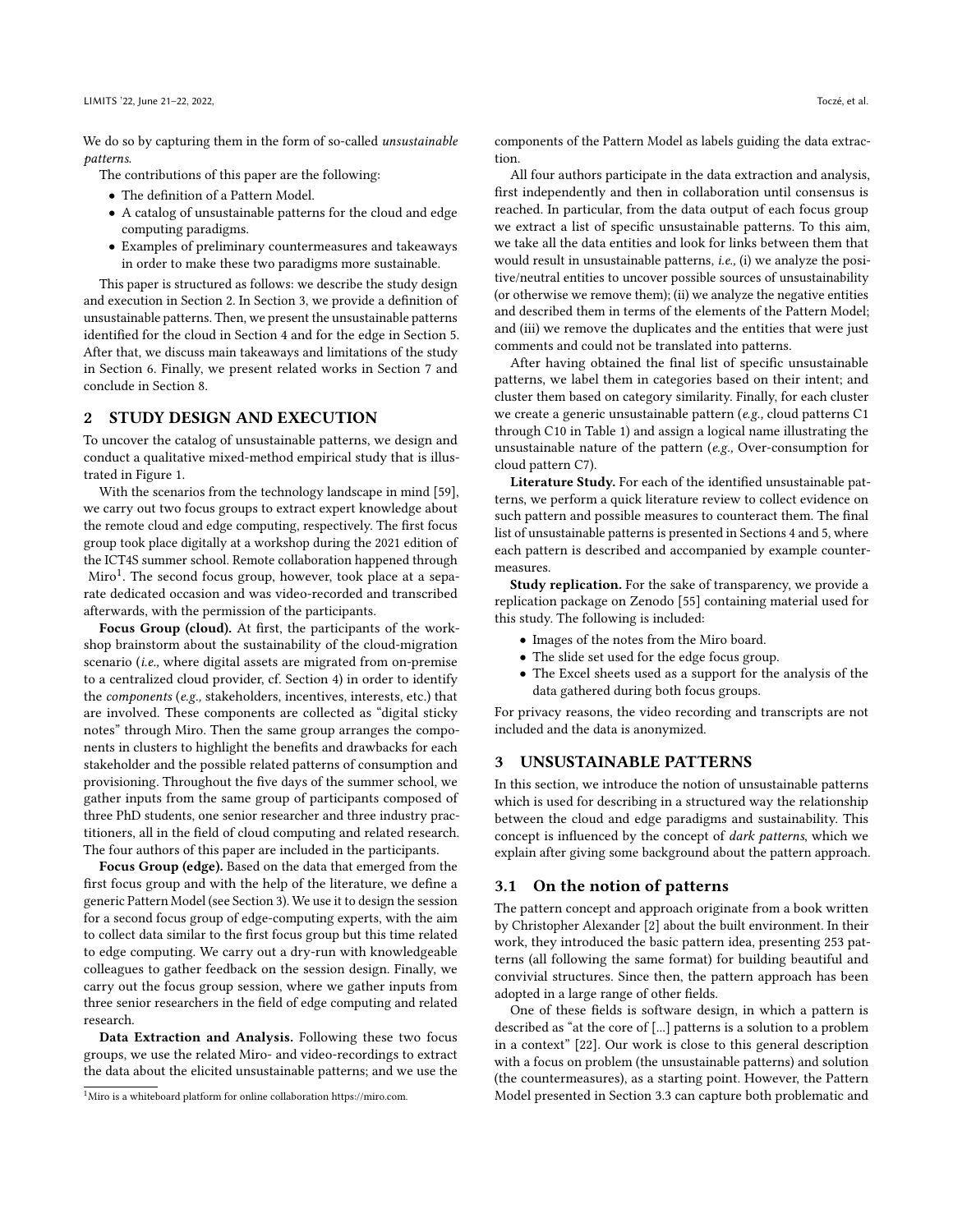We do so by capturing them in the form of so-called *unsustainable patterns*.

The contributions of this paper are the following:

- The definition of a Pattern Model.
- A catalog of unsustainable patterns for the cloud and edge computing paradigms.
- Examples of preliminary countermeasures and takeaways in order to make these two paradigms more sustainable.

This paper is structured as follows: we describe the study design and execution in Section 2. In Section 3, we provide a definition of unsustainable patterns. Then, we present the unsustainable patterns identified for the cloud in Section 4 and for the edge in Section 5. After that, we discuss main takeaways and limitations of the study in Section 6. Finally, we present related works in Section 7 and conclude in Section 8.

## 2 STUDY DESIGN AND EXECUTION

To uncover the catalog of unsustainable patterns, we design and conduct a qualitative mixed-method empirical study that is illustrated in Figure 1.

With the scenarios from the technology landscape in mind [59], we carry out two focus groups to extract expert knowledge about the remote cloud and edge computing, respectively. The first focus group took place digitally at a workshop during the 2021 edition of the ICT4S summer school. Remote collaboration happened through Miro[1]. The second focus group, however, took place at a separate dedicated occasion and was video-recorded and transcribed afterwards, with the permission of the participants.

**Focus Group (cloud).** At first, the participants of the workshop brainstorm about the sustainability of the cloud-migration scenario (*i.e.,* where digital assets are migrated from on-premise to a centralized cloud provider, cf. Section 4) in order to identify the *components* (*e.g.,* stakeholders, incentives, interests, etc.) that are involved. These components are collected as "digital sticky notes" through Miro. Then the same group arranges the components in clusters to highlight the benefits and drawbacks for each stakeholder and the possible related patterns of consumption and provisioning. Throughout the five days of the summer school, we gather inputs from the same group of participants composed of three PhD students, one senior researcher and three industry practitioners, all in the field of cloud computing and related research. The four authors of this paper are included in the participants.

**Focus Group (edge).** Based on the data that emerged from the first focus group and with the help of the literature, we define a generic Pattern Model (see Section 3). We use it to design the session for a second focus group of edge-computing experts, with the aim to collect data similar to the first focus group but this time related to edge computing. We carry out a dry-run with knowledgeable colleagues to gather feedback on the session design. Finally, we carry out the focus group session, where we gather inputs from three senior researchers in the field of edge computing and related research.

**Data Extraction and Analysis.** Following these two focus groups, we use the related Miro- and video-recordings to extract the data about the elicited unsustainable patterns; and we use the components of the Pattern Model as labels guiding the data extraction.

All four authors participate in the data extraction and analysis, first independently and then in collaboration until consensus is reached. In particular, from the data output of each focus group we extract a list of specific unsustainable patterns. To this aim, we take all the data entities and look for links between them that would result in unsustainable patterns, *i.e.*, (i) we analyze the positive/neutral entities to uncover possible sources of unsustainability (or otherwise we remove them); (ii) we analyze the negative entities and described them in terms of the elements of the Pattern Model; and (iii) we remove the duplicates and the entities that were just comments and could not be translated into patterns.

After having obtained the final list of specific unsustainable patterns, we label them in categories based on their intent; and cluster them based on category similarity. Finally, for each cluster we create a generic unsustainable pattern (*e.g.,* cloud patterns C1 through C10 in Table 1) and assign a logical name illustrating the unsustainable nature of the pattern (*e.g.,* Over-consumption for cloud pattern C7).

**Literature Study.** For each of the identified unsustainable patterns, we perform a quick literature review to collect evidence on such pattern and possible measures to counteract them. The final list of unsustainable patterns is presented in Sections 4 and 5, where each pattern is described and accompanied by example countermeasures.

**Study replication.** For the sake of transparency, we provide a replication package on Zenodo [55] containing material used for this study. The following is included:

- Images of the notes from the Miro board.
- The slide set used for the edge focus group.
- The Excel sheets used as a support for the analysis of the data gathered during both focus groups.

For privacy reasons, the video recording and transcripts are not included and the data is anonymized.

## 3 UNSUSTAINABLE PATTERNS

In this section, we introduce the notion of unsustainable patterns which is used for describing in a structured way the relationship between the cloud and edge paradigms and sustainability. This concept is influenced by the concept of *dark patterns*, which we explain after giving some background about the pattern approach.

### 3.1 On the notion of patterns

The pattern concept and approach originate from a book written by Christopher Alexander [2] about the built environment. In their work, they introduced the basic pattern idea, presenting 253 patterns (all following the same format) for building beautiful and convivial structures. Since then, the pattern approach has been adopted in a large range of other fields.

One of these fields is software design, in which a pattern is described as "at the core of [...] patterns is a solution to a problem in a context" [22]. Our work is close to this general description with a focus on problem (the unsustainable patterns) and solution (the countermeasures), as a starting point. However, the Pattern Model presented in Section 3.3 can capture both problematic and

[1] Miro is a whiteboard platform for online collaboration https://miro.com.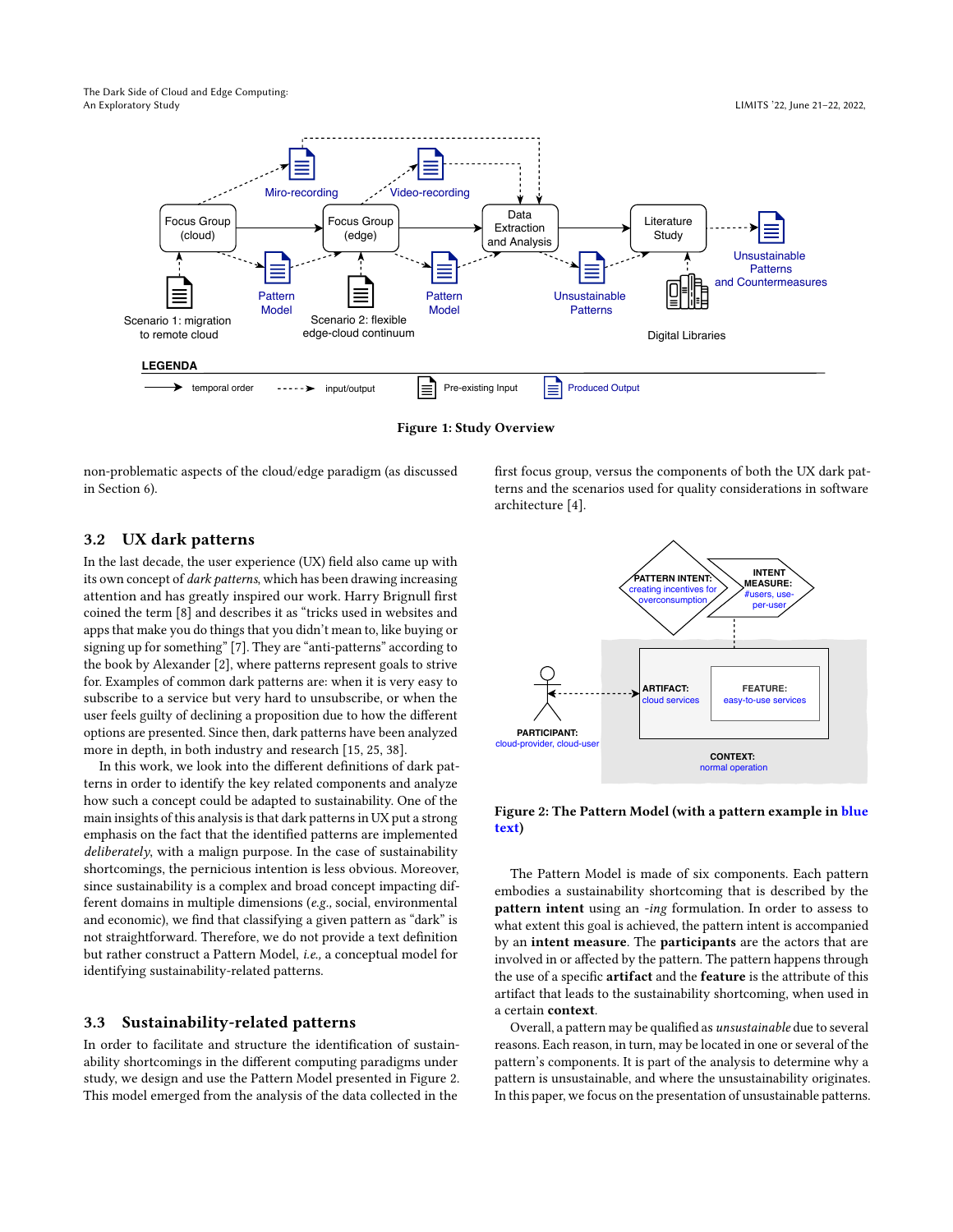Figure 1: Study Overview

non-problematic aspects of the cloud/edge paradigm (as discussed in Section 6).

## 3.2 UX dark patterns

In the last decade, the user experience (UX) field also came up with its own concept of *dark patterns*, which has been drawing increasing attention and has greatly inspired our work. Harry Brignull first coined the term [8] and describes it as "tricks used in websites and apps that make you do things that you didn't mean to, like buying or signing up for something" [7]. They are "anti-patterns" according to the book by Alexander [2], where patterns represent goals to strive for. Examples of common dark patterns are: when it is very easy to subscribe to a service but very hard to unsubscribe, or when the user feels guilty of declining a proposition due to how the different options are presented. Since then, dark patterns have been analyzed more in depth, in both industry and research [15, 25, 38].

In this work, we look into the different definitions of dark patterns in order to identify the key related components and analyze how such a concept could be adapted to sustainability. One of the main insights of this analysis is that dark patterns in UX put a strong emphasis on the fact that the identified patterns are implemented *deliberately*, with a malign purpose. In the case of sustainability shortcomings, the pernicious intention is less obvious. Moreover, since sustainability is a complex and broad concept impacting different domains in multiple dimensions (*e.g.,* social, environmental and economic), we find that classifying a given pattern as "dark" is not straightforward. Therefore, we do not provide a text definition but rather construct a Pattern Model, *i.e.,* a conceptual model for identifying sustainability-related patterns.

## 3.3 Sustainability-related patterns

In order to facilitate and structure the identification of sustainability shortcomings in the different computing paradigms under study, we design and use the Pattern Model presented in Figure 2. This model emerged from the analysis of the data collected in the first focus group, versus the components of both the UX dark patterns and the scenarios used for quality considerations in software architecture [4].

Figure 2: The Pattern Model (with a pattern example in blue text)

The Pattern Model is made of six components. Each pattern embodies a sustainability shortcoming that is described by the **pattern intent** using an *-ing* formulation. In order to assess to what extent this goal is achieved, the pattern intent is accompanied by an **intent measure**. The **participants** are the actors that are involved in or affected by the pattern. The pattern happens through the use of a specific **artifact** and the **feature** is the attribute of this artifact that leads to the sustainability shortcoming, when used in a certain **context**.

Overall, a pattern may be qualified as *unsustainable* due to several reasons. Each reason, in turn, may be located in one or several of the pattern's components. It is part of the analysis to determine why a pattern is unsustainable, and where the unsustainability originates. In this paper, we focus on the presentation of unsustainable patterns.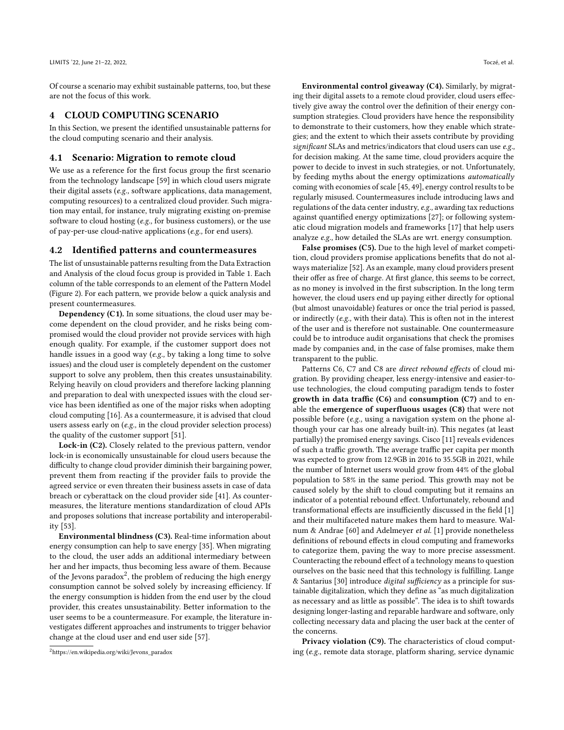Of course a scenario may exhibit sustainable patterns, too, but these are not the focus of this work.

## 4 CLOUD COMPUTING SCENARIO

In this Section, we present the identified unsustainable patterns for the cloud computing scenario and their analysis.

### 4.1 Scenario: Migration to remote cloud

We use as a reference for the first focus group the first scenario from the technology landscape [59] in which cloud users migrate their digital assets (*e.g.,* software applications, data management, computing resources) to a centralized cloud provider. Such migration may entail, for instance, truly migrating existing on-premise software to cloud hosting (*e.g.,* for business customers), or the use of pay-per-use cloud-native applications (*e.g.,* for end users).

### 4.2 Identified patterns and countermeasures

The list of unsustainable patterns resulting from the Data Extraction and Analysis of the cloud focus group is provided in Table 1. Each column of the table corresponds to an element of the Pattern Model (Figure 2). For each pattern, we provide below a quick analysis and present countermeasures.

**Dependency (C1).** In some situations, the cloud user may become dependent on the cloud provider, and he risks being compromised would the cloud provider not provide services with high enough quality. For example, if the customer support does not handle issues in a good way (*e.g.,* by taking a long time to solve issues) and the cloud user is completely dependent on the customer support to solve any problem, then this creates unsustainability. Relying heavily on cloud providers and therefore lacking planning and preparation to deal with unexpected issues with the cloud service has been identified as one of the major risks when adopting cloud computing [16]. As a countermeasure, it is advised that cloud users assess early on (*e.g.,* in the cloud provider selection process) the quality of the customer support [51].

**Lock-in (C2).** Closely related to the previous pattern, vendor lock-in is economically unsustainable for cloud users because the difficulty to change cloud provider diminish their bargaining power, prevent them from reacting if the provider fails to provide the agreed service or even threaten their business assets in case of data breach or cyberattack on the cloud provider side [41]. As countermeasures, the literature mentions standardization of cloud APIs and proposes solutions that increase portability and interoperability [53].

**Environmental blindness (C3).** Real-time information about energy consumption can help to save energy [35]. When migrating to the cloud, the user adds an additional intermediary between her and her impacts, thus becoming less aware of them. Because of the Jevons paradox[2], the problem of reducing the high energy consumption cannot be solved solely by increasing efficiency. If the energy consumption is hidden from the end user by the cloud provider, this creates unsustainability. Better information to the user seems to be a countermeasure. For example, the literature investigates different approaches and instruments to trigger behavior change at the cloud user and end user side [57].

[2] https://en.wikipedia.org/wiki/Jevons_paradox

**Environmental control giveaway (C4).** Similarly, by migrating their digital assets to a remote cloud provider, cloud users effectively give away the control over the definition of their energy consumption strategies. Cloud providers have hence the responsibility to demonstrate to their customers, how they enable which strategies; and the extent to which their assets contribute by providing *significant* SLAs and metrics/indicators that cloud users can use *e.g.,* for decision making. At the same time, cloud providers acquire the power to decide to invest in such strategies, or not. Unfortunately, by feeding myths about the energy optimizations *automatically* coming with economies of scale [45, 49], energy control results to be regularly misused. Countermeasures include introducing laws and regulations of the data center industry, *e.g.,* awarding tax reductions against quantified energy optimizations [27]; or following systematic cloud migration models and frameworks [17] that help users analyze *e.g.,* how detailed the SLAs are wrt. energy consumption.

**False promises (C5).** Due to the high level of market competition, cloud providers promise applications benefits that do not always materialize [52]. As an example, many cloud providers present their offer as free of charge. At first glance, this seems to be correct, as no money is involved in the first subscription. In the long term however, the cloud users end up paying either directly for optional (but almost unavoidable) features or once the trial period is passed, or indirectly (*e.g.,* with their data). This is often not in the interest of the user and is therefore not sustainable. One countermeasure could be to introduce audit organisations that check the promises made by companies and, in the case of false promises, make them transparent to the public.

Patterns C6, C7 and C8 are *direct rebound effects* of cloud migration. By providing cheaper, less energy-intensive and easier-to-use technologies, the cloud computing paradigm tends to foster **growth in data traffic (C6)** and **consumption (C7)** and to enable the **emergence of superfluous usages (C8)** that were not possible before (*e.g.,* using a navigation system on the phone although your car has one already built-in). This negates (at least partially) the promised energy savings. Cisco [11] reveals evidences of such a traffic growth. The average traffic per capita per month was expected to grow from 12.9GB in 2016 to 35.5GB in 2021, while the number of Internet users would grow from 44% of the global population to 58% in the same period. This growth may not be caused solely by the shift to cloud computing but it remains an indicator of a potential rebound effect. Unfortunately, rebound and transformational effects are insufficiently discussed in the field [1] and their multifaceted nature makes them hard to measure. Walnum & Andrae [60] and Adelmeyer *et al.* [1] provide nonetheless definitions of rebound effects in cloud computing and frameworks to categorize them, paving the way to more precise assessment. Counteracting the rebound effect of a technology means to question ourselves on the basic need that this technology is fulfilling. Lange & Santarius [30] introduce *digital sufficiency* as a principle for sustainable digitalization, which they define as "as much digitalization as necessary and as little as possible". The idea is to shift towards designing longer-lasting and reparable hardware and software, only collecting necessary data and placing the user back at the center of the concerns.

**Privacy violation (C9).** The characteristics of cloud computing (*e.g.,* remote data storage, platform sharing, service dynamic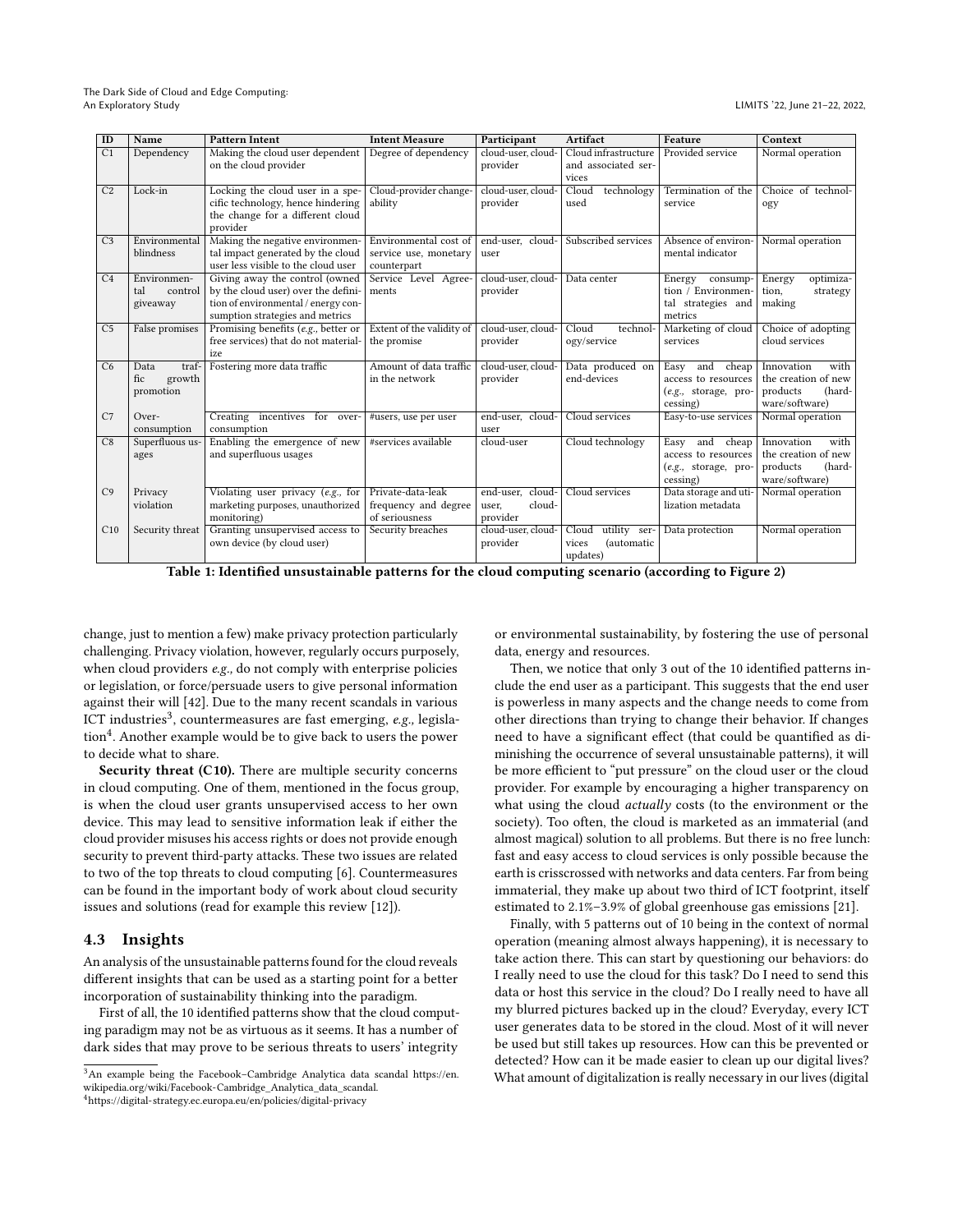| ID | Name | Pattern Intent | Intent Measure | Participant | Artifact | Feature | Context |
|---|---|---|---|---|---|---|---|
| C1 | Dependency | Making the cloud user dependent on the cloud provider | Degree of dependency | cloud-user, cloud-provider | Cloud infrastructure and associated services | Provided service | Normal operation |
| C2 | Lock-in | Locking the cloud user in a specific technology, hence hindering the change for a different cloud provider | Cloud-provider changeability | cloud-user, cloud-provider | Cloud technology used | Termination of the service | Choice of technology |
| C3 | Environmental blindness | Making the negative environmental impact generated by the cloud user less visible to the cloud user | Environmental cost of service use, monetary counterpart | end-user, cloud-user | Subscribed services | Absence of environmental indicator | Normal operation |
| C4 | Environmental control giveaway | Giving away the control (owned by the cloud user) over the definition of environmental / energy consumption strategies and metrics | Service Level Agreements | cloud-user, cloud-provider | Data center | Energy consumption / Environmental strategies and metrics | Energy optimization, strategy making |
| C5 | False promises | Promising benefits (*e.g.,* better or free services) that do not materialize | Extent of the validity of the promise | cloud-user, cloud-provider | Cloud technology/service | Marketing of cloud services | Choice of adopting cloud services |
| C6 | Data traffic growth promotion | Fostering more data traffic | Amount of data traffic in the network | cloud-user, cloud-provider | Data produced on end-devices | Easy and cheap access to resources (*e.g.,* storage, processing) | Innovation with the creation of new products (hardware/software) |
| C7 | Over-consumption | Creating incentives for over-consumption | #users, use per user | end-user, cloud-user | Cloud services | Easy-to-use services | Normal operation |
| C8 | Superfluous usages | Enabling the emergence of new and superfluous usages | #services available | cloud-user | Cloud technology | Easy and cheap access to resources (*e.g.,* storage, processing) | Innovation with the creation of new products (hardware/software) |
| C9 | Privacy violation | Violating user privacy (*e.g.,* for marketing purposes, unauthorized monitoring) | Private-data-leak frequency and degree of seriousness | end-user, cloud-user, cloud-provider | Cloud services | Data storage and utilization metadata | Normal operation |
| C10 | Security threat | Granting unsupervised access to own device (by cloud user) | Security breaches | cloud-user, cloud-provider | Cloud utility services (automatic updates) | Data protection | Normal operation |

**Table 1: Identified unsustainable patterns for the cloud computing scenario (according to Figure 2)**

change, just to mention a few) make privacy protection particularly challenging. Privacy violation, however, regularly occurs purposely, when cloud providers *e.g.,* do not comply with enterprise policies or legislation, or force/persuade users to give personal information against their will [42]. Due to the many recent scandals in various ICT industries[3], countermeasures are fast emerging, *e.g.,* legislation[4]. Another example would be to give back to users the power to decide what to share.

**Security threat (C10).** There are multiple security concerns in cloud computing. One of them, mentioned in the focus group, is when the cloud user grants unsupervised access to her own device. This may lead to sensitive information leak if either the cloud provider misuses his access rights or does not provide enough security to prevent third-party attacks. These two issues are related to two of the top threats to cloud computing [6]. Countermeasures can be found in the important body of work about cloud security issues and solutions (read for example this review [12]).

### 4.3 Insights

An analysis of the unsustainable patterns found for the cloud reveals different insights that can be used as a starting point for a better incorporation of sustainability thinking into the paradigm.

First of all, the 10 identified patterns show that the cloud computing paradigm may not be as virtuous as it seems. It has a number of dark sides that may prove to be serious threats to users' integrity or environmental sustainability, by fostering the use of personal data, energy and resources.

Then, we notice that only 3 out of the 10 identified patterns include the end user as a participant. This suggests that the end user is powerless in many aspects and the change needs to come from other directions than trying to change their behavior. If changes need to have a significant effect (that could be quantified as diminishing the occurrence of several unsustainable patterns), it will be more efficient to "put pressure" on the cloud user or the cloud provider. For example by encouraging a higher transparency on what using the cloud *actually* costs (to the environment or the society). Too often, the cloud is marketed as an immaterial (and almost magical) solution to all problems. But there is no free lunch: fast and easy access to cloud services is only possible because the earth is crisscrossed with networks and data centers. Far from being immaterial, they make up about two third of ICT footprint, itself estimated to 2.1%–3.9% of global greenhouse gas emissions [21].

Finally, with 5 patterns out of 10 being in the context of normal operation (meaning almost always happening), it is necessary to take action there. This can start by questioning our behaviors: do I really need to use the cloud for this task? Do I need to send this data or host this service in the cloud? Do I really need to have all my blurred pictures backed up in the cloud? Everyday, every ICT user generates data to be stored in the cloud. Most of it will never be used but still takes up resources. How can this be prevented or detected? How can it be made easier to clean up our digital lives? What amount of digitalization is really necessary in our lives (digital

[3]An example being the Facebook–Cambridge Analytica data scandal https://en.wikipedia.org/wiki/Facebook–Cambridge_Analytica_data_scandal.

[4]https://digital-strategy.ec.europa.eu/en/policies/digital-privacy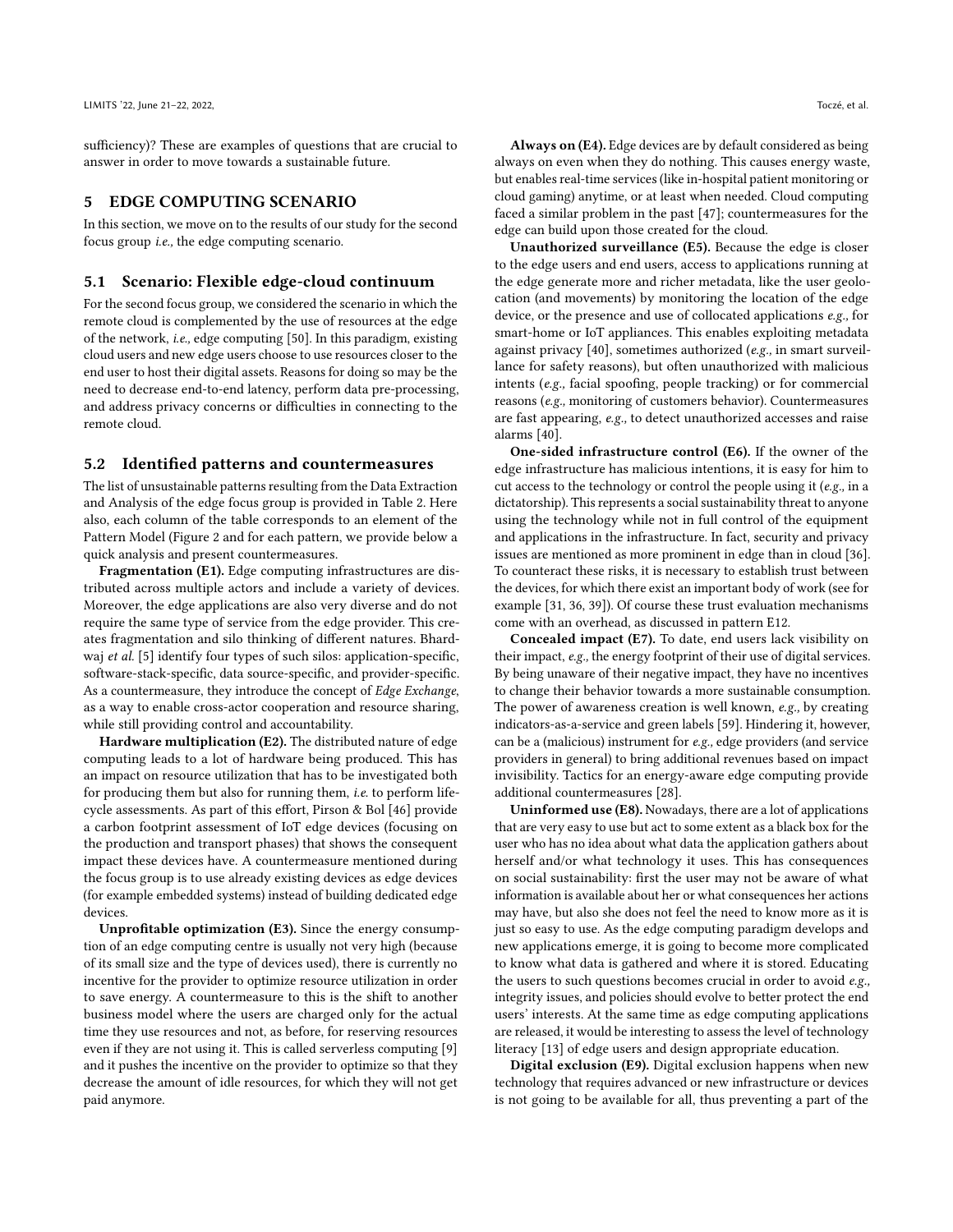sufficiency)? These are examples of questions that are crucial to answer in order to move towards a sustainable future.

## 5 EDGE COMPUTING SCENARIO

In this section, we move on to the results of our study for the second focus group *i.e.,* the edge computing scenario.

### 5.1 Scenario: Flexible edge-cloud continuum

For the second focus group, we considered the scenario in which the remote cloud is complemented by the use of resources at the edge of the network, *i.e.,* edge computing [50]. In this paradigm, existing cloud users and new edge users choose to use resources closer to the end user to host their digital assets. Reasons for doing so may be the need to decrease end-to-end latency, perform data pre-processing, and address privacy concerns or difficulties in connecting to the remote cloud.

### 5.2 Identified patterns and countermeasures

The list of unsustainable patterns resulting from the Data Extraction and Analysis of the edge focus group is provided in Table 2. Here also, each column of the table corresponds to an element of the Pattern Model (Figure 2 and for each pattern, we provide below a quick analysis and present countermeasures.

**Fragmentation (E1).** Edge computing infrastructures are distributed across multiple actors and include a variety of devices. Moreover, the edge applications are also very diverse and do not require the same type of service from the edge provider. This creates fragmentation and silo thinking of different natures. Bhardwaj *et al.* [5] identify four types of such silos: application-specific, software-stack-specific, data source-specific, and provider-specific. As a countermeasure, they introduce the concept of *Edge Exchange*, as a way to enable cross-actor cooperation and resource sharing, while still providing control and accountability.

**Hardware multiplication (E2).** The distributed nature of edge computing leads to a lot of hardware being produced. This has an impact on resource utilization that has to be investigated both for producing them but also for running them, *i.e.* to perform lifecycle assessments. As part of this effort, Pirson & Bol [46] provide a carbon footprint assessment of IoT edge devices (focusing on the production and transport phases) that shows the consequent impact these devices have. A countermeasure mentioned during the focus group is to use already existing devices as edge devices (for example embedded systems) instead of building dedicated edge devices.

**Unprofitable optimization (E3).** Since the energy consumption of an edge computing centre is usually not very high (because of its small size and the type of devices used), there is currently no incentive for the provider to optimize resource utilization in order to save energy. A countermeasure to this is the shift to another business model where the users are charged only for the actual time they use resources and not, as before, for reserving resources even if they are not using it. This is called serverless computing [9] and it pushes the incentive on the provider to optimize so that they decrease the amount of idle resources, for which they will not get paid anymore.

**Always on (E4).** Edge devices are by default considered as being always on even when they do nothing. This causes energy waste, but enables real-time services (like in-hospital patient monitoring or cloud gaming) anytime, or at least when needed. Cloud computing faced a similar problem in the past [47]; countermeasures for the edge can build upon those created for the cloud.

**Unauthorized surveillance (E5).** Because the edge is closer to the edge users and end users, access to applications running at the edge generate more and richer metadata, like the user geolocation (and movements) by monitoring the location of the edge device, or the presence and use of collocated applications *e.g.,* for smart-home or IoT appliances. This enables exploiting metadata against privacy [40], sometimes authorized (*e.g.,* in smart surveillance for safety reasons), but often unauthorized with malicious intents (*e.g.,* facial spoofing, people tracking) or for commercial reasons (*e.g.,* monitoring of customers behavior). Countermeasures are fast appearing, *e.g.,* to detect unauthorized accesses and raise alarms [40].

**One-sided infrastructure control (E6).** If the owner of the edge infrastructure has malicious intentions, it is easy for him to cut access to the technology or control the people using it (*e.g.,* in a dictatorship). This represents a social sustainability threat to anyone using the technology while not in full control of the equipment and applications in the infrastructure. In fact, security and privacy issues are mentioned as more prominent in edge than in cloud [36]. To counteract these risks, it is necessary to establish trust between the devices, for which there exist an important body of work (see for example [31, 36, 39]). Of course these trust evaluation mechanisms come with an overhead, as discussed in pattern E12.

**Concealed impact (E7).** To date, end users lack visibility on their impact, *e.g.,* the energy footprint of their use of digital services. By being unaware of their negative impact, they have no incentives to change their behavior towards a more sustainable consumption. The power of awareness creation is well known, *e.g.,* by creating indicators-as-a-service and green labels [59]. Hindering it, however, can be a (malicious) instrument for *e.g.,* edge providers (and service providers in general) to bring additional revenues based on impact invisibility. Tactics for an energy-aware edge computing provide additional countermeasures [28].

**Uninformed use (E8).** Nowadays, there are a lot of applications that are very easy to use but act to some extent as a black box for the user who has no idea about what data the application gathers about herself and/or what technology it uses. This has consequences on social sustainability: first the user may not be aware of what information is available about her or what consequences her actions may have, but also she does not feel the need to know more as it is just so easy to use. As the edge computing paradigm develops and new applications emerge, it is going to become more complicated to know what data is gathered and where it is stored. Educating the users to such questions becomes crucial in order to avoid *e.g.,* integrity issues, and policies should evolve to better protect the end users' interests. At the same time as edge computing applications are released, it would be interesting to assess the level of technology literacy [13] of edge users and design appropriate education.

**Digital exclusion (E9).** Digital exclusion happens when new technology that requires advanced or new infrastructure or devices is not going to be available for all, thus preventing a part of the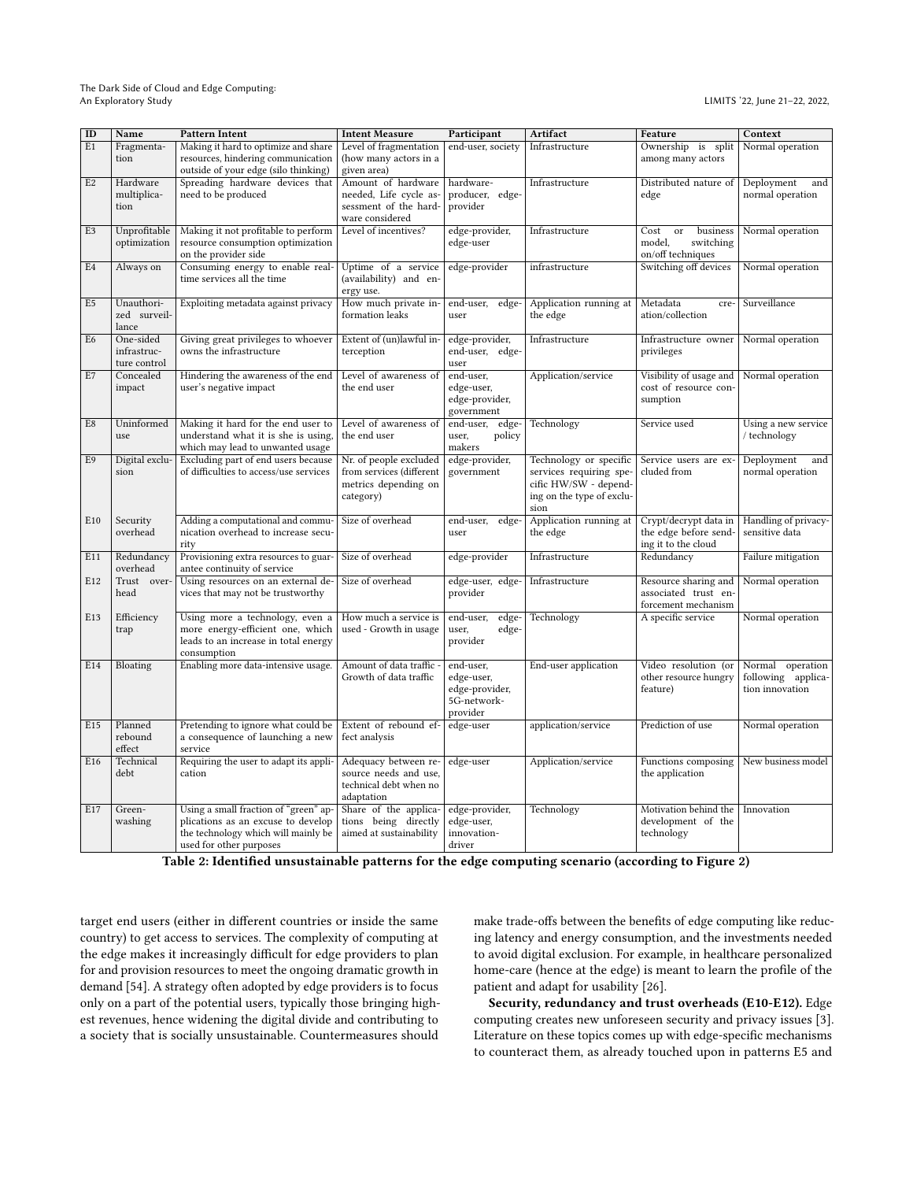| ID | Name | Pattern Intent | Intent Measure | Participant | Artifact | Feature | Context |
|---|---|---|---|---|---|---|---|
| E1 | Fragmentation | Making it hard to optimize and share resources, hindering communication outside of your edge (silo thinking) | Level of fragmentation (how many actors in a given area) | end-user, society | Infrastructure | Ownership is split among many actors | Normal operation |
| E2 | Hardware multiplication | Spreading hardware devices that need to be produced | Amount of hardware needed, Life cycle assessment of the hardware considered | hardware-producer, edge-provider | Infrastructure | Distributed nature of edge | Deployment and normal operation |
| E3 | Unprofitable optimization | Making it not profitable to perform resource consumption optimization on the provider side | Level of incentives? | edge-provider, edge-user | Infrastructure | Cost or business model, switching on/off techniques | Normal operation |
| E4 | Always on | Consuming energy to enable real-time services all the time | Uptime of a service (availability) and energy use. | edge-provider | infrastructure | Switching off devices | Normal operation |
| E5 | Unauthorized surveillance | Exploiting metadata against privacy | How much private information leaks | end-user, edge-user | Application running at the edge | Metadata creation/collection | Surveillance |
| E6 | One-sided infrastructure control | Giving great privileges to whoever owns the infrastructure | Extent of (un)lawful interception | edge-provider, end-user, edge-user | Infrastructure | Infrastructure owner privileges | Normal operation |
| E7 | Concealed impact | Hindering the awareness of the end user's negative impact | Level of awareness of the end user | end-user, edge-user, edge-provider, government | Application/service | Visibility of usage and cost of resource consumption | Normal operation |
| E8 | Uninformed use | Making it hard for the end user to understand what it is she is using, which may lead to unwanted usage | Level of awareness of the end user | end-user, edge-user, policy makers | Technology | Service used | Using a new service / technology |
| E9 | Digital exclusion | Excluding part of end users because of difficulties to access/use services | Nr. of people excluded from services (different metrics depending on category) | edge-provider, government | Technology or specific services requiring specific HW/SW - depending on the type of exclusion | Service users are excluded from | Deployment and normal operation |
| E10 | Security overhead | Adding a computational and communication overhead to increase security | Size of overhead | end-user, edge-user | Application running at the edge | Crypt/decrypt data in the edge before sending it to the cloud | Handling of privacy-sensitive data |
| E11 | Redundancy overhead | Provisioning extra resources to guarantee continuity of service | Size of overhead | edge-provider | Infrastructure | Redundancy | Failure mitigation |
| E12 | Trust overhead | Using resources on an external devices that may not be trustworthy | Size of overhead | edge-user, edge-provider | Infrastructure | Resource sharing and associated trust enforcement mechanism | Normal operation |
| E13 | Efficiency trap | Using more a technology, even a more energy-efficient one, which leads to an increase in total energy consumption | How much a service is used - Growth in usage | end-user, edge-user, edge-provider | Technology | A specific service | Normal operation |
| E14 | Bloating | Enabling more data-intensive usage. | Amount of data traffic - Growth of data traffic | end-user, edge-user, edge-provider, 5G-network-provider | End-user application | Video resolution (or other resource hungry feature) | Normal operation following application innovation |
| E15 | Planned rebound effect | Pretending to ignore what could be a consequence of launching a new service | Extent of rebound effect analysis | edge-user | application/service | Prediction of use | Normal operation |
| E16 | Technical debt | Requiring the user to adapt its application | Adequacy between resource needs and use, technical debt when no adaptation | edge-user | Application/service | Functions composing the application | New business model |
| E17 | Green-washing | Using a small fraction of "green" applications as an excuse to develop the technology which will mainly be used for other purposes | Share of the applications being directly aimed at sustainability | edge-provider, edge-user, innovation-driver | Technology | Motivation behind the development of the technology | Innovation |

**Table 2: Identified unsustainable patterns for the edge computing scenario (according to Figure 2)**

target end users (either in different countries or inside the same country) to get access to services. The complexity of computing at the edge makes it increasingly difficult for edge providers to plan for and provision resources to meet the ongoing dramatic growth in demand [54]. A strategy often adopted by edge providers is to focus only on a part of the potential users, typically those bringing highest revenues, hence widening the digital divide and contributing to a society that is socially unsustainable. Countermeasures should make trade-offs between the benefits of edge computing like reducing latency and energy consumption, and the investments needed to avoid digital exclusion. For example, in healthcare personalized home-care (hence at the edge) is meant to learn the profile of the patient and adapt for usability [26].

**Security, redundancy and trust overheads (E10-E12).** Edge computing creates new unforeseen security and privacy issues [3]. Literature on these topics comes up with edge-specific mechanisms to counteract them, as already touched upon in patterns E5 and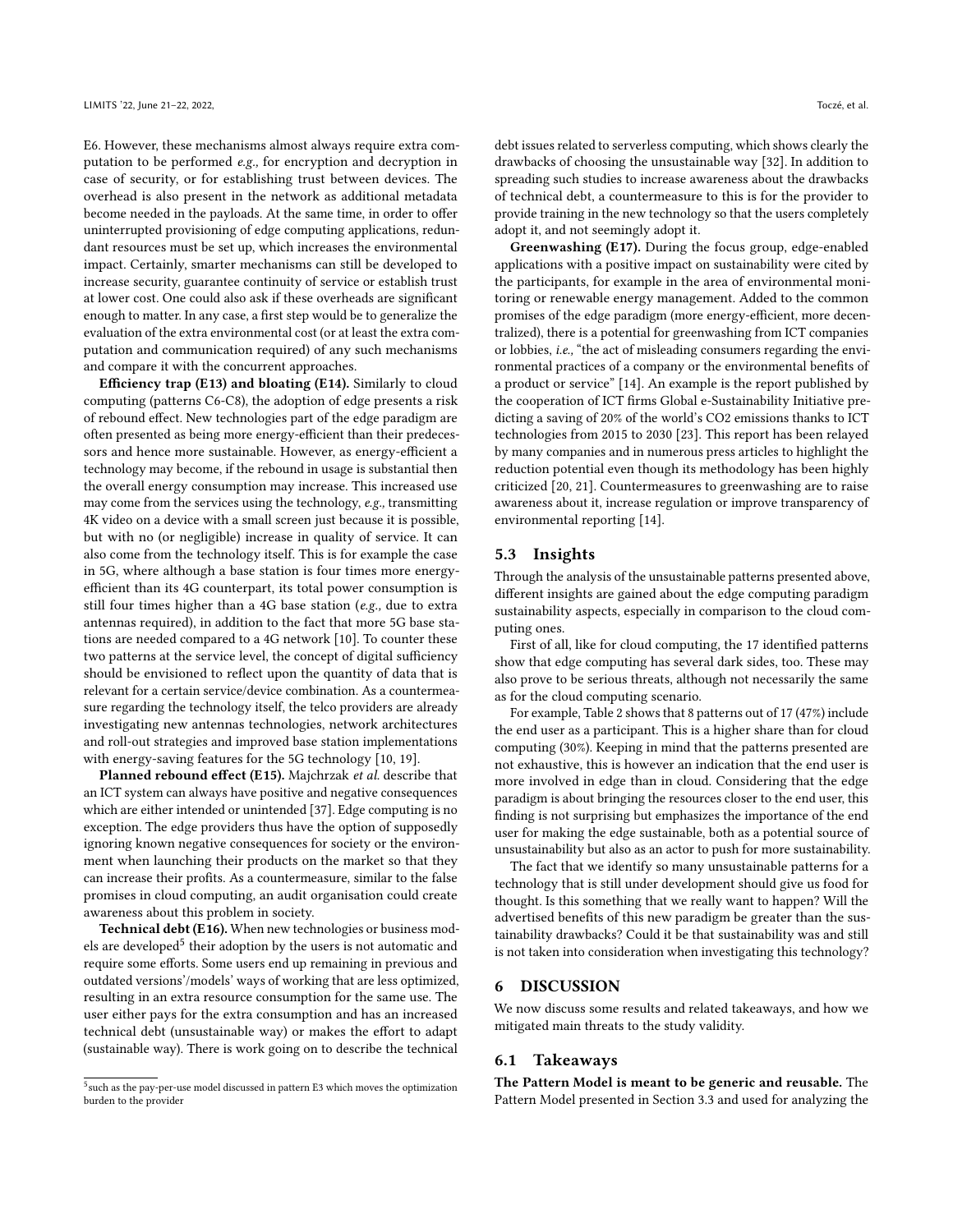E6. However, these mechanisms almost always require extra computation to be performed *e.g.,* for encryption and decryption in case of security, or for establishing trust between devices. The overhead is also present in the network as additional metadata become needed in the payloads. At the same time, in order to offer uninterrupted provisioning of edge computing applications, redundant resources must be set up, which increases the environmental impact. Certainly, smarter mechanisms can still be developed to increase security, guarantee continuity of service or establish trust at lower cost. One could also ask if these overheads are significant enough to matter. In any case, a first step would be to generalize the evaluation of the extra environmental cost (or at least the extra computation and communication required) of any such mechanisms and compare it with the concurrent approaches.

**Efficiency trap (E13) and bloating (E14).** Similarly to cloud computing (patterns C6-C8), the adoption of edge presents a risk of rebound effect. New technologies part of the edge paradigm are often presented as being more energy-efficient than their predecessors and hence more sustainable. However, as energy-efficient a technology may become, if the rebound in usage is substantial then the overall energy consumption may increase. This increased use may come from the services using the technology, *e.g.,* transmitting 4K video on a device with a small screen just because it is possible, but with no (or negligible) increase in quality of service. It can also come from the technology itself. This is for example the case in 5G, where although a base station is four times more energy-efficient than its 4G counterpart, its total power consumption is still four times higher than a 4G base station (*e.g.,* due to extra antennas required), in addition to the fact that more 5G base stations are needed compared to a 4G network [10]. To counter these two patterns at the service level, the concept of digital sufficiency should be envisioned to reflect upon the quantity of data that is relevant for a certain service/device combination. As a countermeasure regarding the technology itself, the telco providers are already investigating new antennas technologies, network architectures and roll-out strategies and improved base station implementations with energy-saving features for the 5G technology [10, 19].

**Planned rebound effect (E15).** Majchrzak *et al.* describe that an ICT system can always have positive and negative consequences which are either intended or unintended [37]. Edge computing is no exception. The edge providers thus have the option of supposedly ignoring known negative consequences for society or the environment when launching their products on the market so that they can increase their profits. As a countermeasure, similar to the false promises in cloud computing, an audit organisation could create awareness about this problem in society.

**Technical debt (E16).** When new technologies or business models are developed[5] their adoption by the users is not automatic and require some efforts. Some users end up remaining in previous and outdated versions'/models' ways of working that are less optimized, resulting in an extra resource consumption for the same use. The user either pays for the extra consumption and has an increased technical debt (unsustainable way) or makes the effort to adapt (sustainable way). There is work going on to describe the technical debt issues related to serverless computing, which shows clearly the drawbacks of choosing the unsustainable way [32]. In addition to spreading such studies to increase awareness about the drawbacks of technical debt, a countermeasure to this is for the provider to provide training in the new technology so that the users completely adopt it, and not seemingly adopt it.

[5] such as the pay-per-use model discussed in pattern E3 which moves the optimization burden to the provider

**Greenwashing (E17).** During the focus group, edge-enabled applications with a positive impact on sustainability were cited by the participants, for example in the area of environmental monitoring or renewable energy management. Added to the common promises of the edge paradigm (more energy-efficient, more decentralized), there is a potential for greenwashing from ICT companies or lobbies, *i.e.,* "the act of misleading consumers regarding the environmental practices of a company or the environmental benefits of a product or service" [14]. An example is the report published by the cooperation of ICT firms Global e-Sustainability Initiative predicting a saving of 20% of the world's CO2 emissions thanks to ICT technologies from 2015 to 2030 [23]. This report has been relayed by many companies and in numerous press articles to highlight the reduction potential even though its methodology has been highly criticized [20, 21]. Countermeasures to greenwashing are to raise awareness about it, increase regulation or improve transparency of environmental reporting [14].

## 5.3 Insights

Through the analysis of the unsustainable patterns presented above, different insights are gained about the edge computing paradigm sustainability aspects, especially in comparison to the cloud computing ones.

First of all, like for cloud computing, the 17 identified patterns show that edge computing has several dark sides, too. These may also prove to be serious threats, although not necessarily the same as for the cloud computing scenario.

For example, Table 2 shows that 8 patterns out of 17 (47%) include the end user as a participant. This is a higher share than for cloud computing (30%). Keeping in mind that the patterns presented are not exhaustive, this is however an indication that the end user is more involved in edge than in cloud. Considering that the edge paradigm is about bringing the resources closer to the end user, this finding is not surprising but emphasizes the importance of the end user for making the edge sustainable, both as a potential source of unsustainability but also as an actor to push for more sustainability.

The fact that we identify so many unsustainable patterns for a technology that is still under development should give us food for thought. Is this something that we really want to happen? Will the advertised benefits of this new paradigm be greater than the sustainability drawbacks? Could it be that sustainability was and still is not taken into consideration when investigating this technology?

# 6 DISCUSSION

We now discuss some results and related takeaways, and how we mitigated main threats to the study validity.

## 6.1 Takeaways

**The Pattern Model is meant to be generic and reusable.** The Pattern Model presented in Section 3.3 and used for analyzing the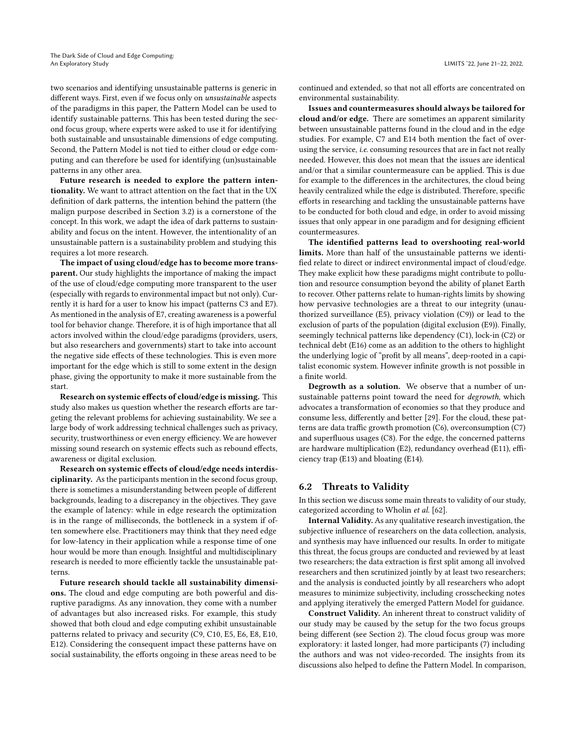two scenarios and identifying unsustainable patterns is generic in different ways. First, even if we focus only on *unsustainable* aspects of the paradigms in this paper, the Pattern Model can be used to identify sustainable patterns. This has been tested during the second focus group, where experts were asked to use it for identifying both sustainable and unsustainable dimensions of edge computing. Second, the Pattern Model is not tied to either cloud or edge computing and can therefore be used for identifying (un)sustainable patterns in any other area.

**Future research is needed to explore the pattern intentionality.** We want to attract attention on the fact that in the UX definition of dark patterns, the intention behind the pattern (the malign purpose described in Section 3.2) is a cornerstone of the concept. In this work, we adapt the idea of dark patterns to sustainability and focus on the intent. However, the intentionality of an unsustainable pattern is a sustainability problem and studying this requires a lot more research.

**The impact of using cloud/edge has to become more transparent.** Our study highlights the importance of making the impact of the use of cloud/edge computing more transparent to the user (especially with regards to environmental impact but not only). Currently it is hard for a user to know his impact (patterns C3 and E7). As mentioned in the analysis of E7, creating awareness is a powerful tool for behavior change. Therefore, it is of high importance that all actors involved within the cloud/edge paradigms (providers, users, but also researchers and governments) start to take into account the negative side effects of these technologies. This is even more important for the edge which is still to some extent in the design phase, giving the opportunity to make it more sustainable from the start.

**Research on systemic effects of cloud/edge is missing.** This study also makes us question whether the research efforts are targeting the relevant problems for achieving sustainability. We see a large body of work addressing technical challenges such as privacy, security, trustworthiness or even energy efficiency. We are however missing sound research on systemic effects such as rebound effects, awareness or digital exclusion.

**Research on systemic effects of cloud/edge needs interdisciplinarity.** As the participants mention in the second focus group, there is sometimes a misunderstanding between people of different backgrounds, leading to a discrepancy in the objectives. They gave the example of latency: while in edge research the optimization is in the range of milliseconds, the bottleneck in a system if often somewhere else. Practitioners may think that they need edge for low-latency in their application while a response time of one hour would be more than enough. Insightful and multidisciplinary research is needed to more efficiently tackle the unsustainable patterns.

**Future research should tackle all sustainability dimensions.** The cloud and edge computing are both powerful and disruptive paradigms. As any innovation, they come with a number of advantages but also increased risks. For example, this study showed that both cloud and edge computing exhibit unsustainable patterns related to privacy and security (C9, C10, E5, E6, E8, E10, E12). Considering the consequent impact these patterns have on social sustainability, the efforts ongoing in these areas need to be continued and extended, so that not all efforts are concentrated on environmental sustainability.

**Issues and countermeasures should always be tailored for cloud and/or edge.** There are sometimes an apparent similarity between unsustainable patterns found in the cloud and in the edge studies. For example, C7 and E14 both mention the fact of overusing the service, *i.e.* consuming resources that are in fact not really needed. However, this does not mean that the issues are identical and/or that a similar countermeasure can be applied. This is due for example to the differences in the architectures, the cloud being heavily centralized while the edge is distributed. Therefore, specific efforts in researching and tackling the unsustainable patterns have to be conducted for both cloud and edge, in order to avoid missing issues that only appear in one paradigm and for designing efficient countermeasures.

**The identified patterns lead to overshooting real-world limits.** More than half of the unsustainable patterns we identified relate to direct or indirect environmental impact of cloud/edge. They make explicit how these paradigms might contribute to pollution and resource consumption beyond the ability of planet Earth to recover. Other patterns relate to human-rights limits by showing how pervasive technologies are a threat to our integrity (unauthorized surveillance (E5), privacy violation (C9)) or lead to the exclusion of parts of the population (digital exclusion (E9)). Finally, seemingly technical patterns like dependency (C1), lock-in (C2) or technical debt (E16) come as an addition to the others to highlight the underlying logic of "profit by all means", deep-rooted in a capitalist economic system. However infinite growth is not possible in a finite world.

**Degrowth as a solution.** We observe that a number of unsustainable patterns point toward the need for *degrowth*, which advocates a transformation of economies so that they produce and consume less, differently and better [29]. For the cloud, these patterns are data traffic growth promotion (C6), overconsumption (C7) and superfluous usages (C8). For the edge, the concerned patterns are hardware multiplication (E2), redundancy overhead (E11), efficiency trap (E13) and bloating (E14).

## 6.2 Threats to Validity

In this section we discuss some main threats to validity of our study, categorized according to Wholin *et al.* [62].

**Internal Validity.** As any qualitative research investigation, the subjective influence of researchers on the data collection, analysis, and synthesis may have influenced our results. In order to mitigate this threat, the focus groups are conducted and reviewed by at least two researchers; the data extraction is first split among all involved researchers and then scrutinized jointly by at least two researchers; and the analysis is conducted jointly by all researchers who adopt measures to minimize subjectivity, including crosschecking notes and applying iteratively the emerged Pattern Model for guidance.

**Construct Validity.** An inherent threat to construct validity of our study may be caused by the setup for the two focus groups being different (see Section 2). The cloud focus group was more exploratory: it lasted longer, had more participants (7) including the authors and was not video-recorded. The insights from its discussions also helped to define the Pattern Model. In comparison,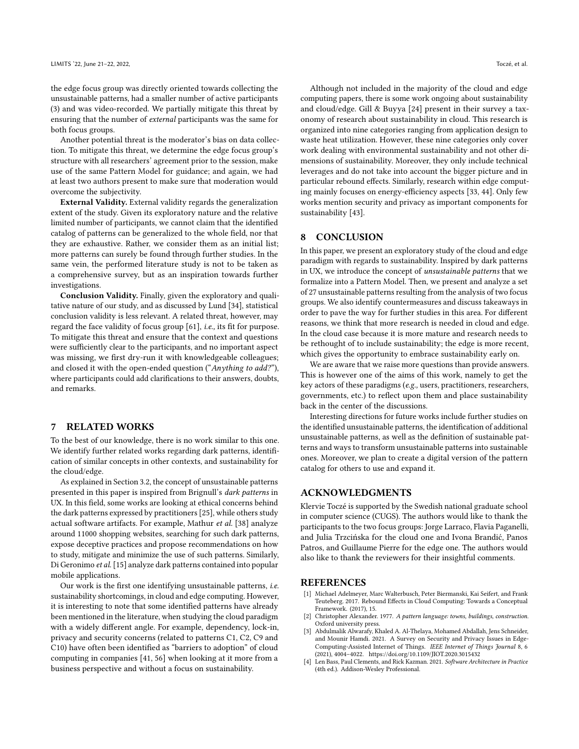the edge focus group was directly oriented towards collecting the unsustainable patterns, had a smaller number of active participants (3) and was video-recorded. We partially mitigate this threat by ensuring that the number of *external* participants was the same for both focus groups.

Another potential threat is the moderator's bias on data collection. To mitigate this threat, we determine the edge focus group's structure with all researchers' agreement prior to the session, make use of the same Pattern Model for guidance; and again, we had at least two authors present to make sure that moderation would overcome the subjectivity.

**External Validity.** External validity regards the generalization extent of the study. Given its exploratory nature and the relative limited number of participants, we cannot claim that the identified catalog of patterns can be generalized to the whole field, nor that they are exhaustive. Rather, we consider them as an initial list; more patterns can surely be found through further studies. In the same vein, the performed literature study is not to be taken as a comprehensive survey, but as an inspiration towards further investigations.

**Conclusion Validity.** Finally, given the exploratory and qualitative nature of our study, and as discussed by Lund [34], statistical conclusion validity is less relevant. A related threat, however, may regard the face validity of focus group [61], *i.e.,* its fit for purpose. To mitigate this threat and ensure that the context and questions were sufficiently clear to the participants, and no important aspect was missing, we first dry-run it with knowledgeable colleagues; and closed it with the open-ended question ("*Anything to add?*"), where participants could add clarifications to their answers, doubts, and remarks.

## 7 RELATED WORKS

To the best of our knowledge, there is no work similar to this one. We identify further related works regarding dark patterns, identification of similar concepts in other contexts, and sustainability for the cloud/edge.

As explained in Section 3.2, the concept of unsustainable patterns presented in this paper is inspired from Brignull's *dark patterns* in UX. In this field, some works are looking at ethical concerns behind the dark patterns expressed by practitioners [25], while others study actual software artifacts. For example, Mathur *et al.* [38] analyze around 11000 shopping websites, searching for such dark patterns, expose deceptive practices and propose recommendations on how to study, mitigate and minimize the use of such patterns. Similarly, Di Geronimo *et al.* [15] analyze dark patterns contained into popular mobile applications.

Our work is the first one identifying unsustainable patterns, *i.e.* sustainability shortcomings, in cloud and edge computing. However, it is interesting to note that some identified patterns have already been mentioned in the literature, when studying the cloud paradigm with a widely different angle. For example, dependency, lock-in, privacy and security concerns (related to patterns C1, C2, C9 and C10) have often been identified as "barriers to adoption" of cloud computing in companies [41, 56] when looking at it more from a business perspective and without a focus on sustainability.

Although not included in the majority of the cloud and edge computing papers, there is some work ongoing about sustainability and cloud/edge. Gill & Buyya [24] present in their survey a taxonomy of research about sustainability in cloud. This research is organized into nine categories ranging from application design to waste heat utilization. However, these nine categories only cover work dealing with environmental sustainability and not other dimensions of sustainability. Moreover, they only include technical leverages and do not take into account the bigger picture and in particular rebound effects. Similarly, research within edge computing mainly focuses on energy-efficiency aspects [33, 44]. Only few works mention security and privacy as important components for sustainability [43].

## 8 CONCLUSION

In this paper, we present an exploratory study of the cloud and edge paradigm with regards to sustainability. Inspired by dark patterns in UX, we introduce the concept of *unsustainable patterns* that we formalize into a Pattern Model. Then, we present and analyze a set of 27 unsustainable patterns resulting from the analysis of two focus groups. We also identify countermeasures and discuss takeaways in order to pave the way for further studies in this area. For different reasons, we think that more research is needed in cloud and edge. In the cloud case because it is more mature and research needs to be rethought of to include sustainability; the edge is more recent, which gives the opportunity to embrace sustainability early on.

We are aware that we raise more questions than provide answers. This is however one of the aims of this work, namely to get the key actors of these paradigms (*e.g.,* users, practitioners, researchers, governments, etc.) to reflect upon them and place sustainability back in the center of the discussions.

Interesting directions for future works include further studies on the identified unsustainable patterns, the identification of additional unsustainable patterns, as well as the definition of sustainable patterns and ways to transform unsustainable patterns into sustainable ones. Moreover, we plan to create a digital version of the pattern catalog for others to use and expand it.

## ACKNOWLEDGMENTS

Klervie Toczé is supported by the Swedish national graduate school in computer science (CUGS). The authors would like to thank the participants to the two focus groups: Jorge Larraco, Flavia Paganelli, and Julia Trzcińska for the cloud one and Ivona Brandić, Panos Patros, and Guillaume Pierre for the edge one. The authors would also like to thank the reviewers for their insightful comments.

## REFERENCES

[1] Michael Adelmeyer, Marc Walterbusch, Peter Biermanski, Kai Seifert, and Frank Teuteberg. 2017. Rebound Effects in Cloud Computing: Towards a Conceptual Framework. (2017), 15.

[2] Christopher Alexander. 1977. *A pattern language: towns, buildings, construction.* Oxford university press.

[3] Abdulmalik Alwarafy, Khaled A. Al-Thelaya, Mohamed Abdallah, Jens Schneider, and Mounir Hamdi. 2021. A Survey on Security and Privacy Issues in Edge-Computing-Assisted Internet of Things. *IEEE Internet of Things Journal* 8, 6 (2021), 4004–4022. https://doi.org/10.1109/JIOT.2020.3015432

[4] Len Bass, Paul Clements, and Rick Kazman. 2021. *Software Architecture in Practice* (4th ed.). Addison-Wesley Professional.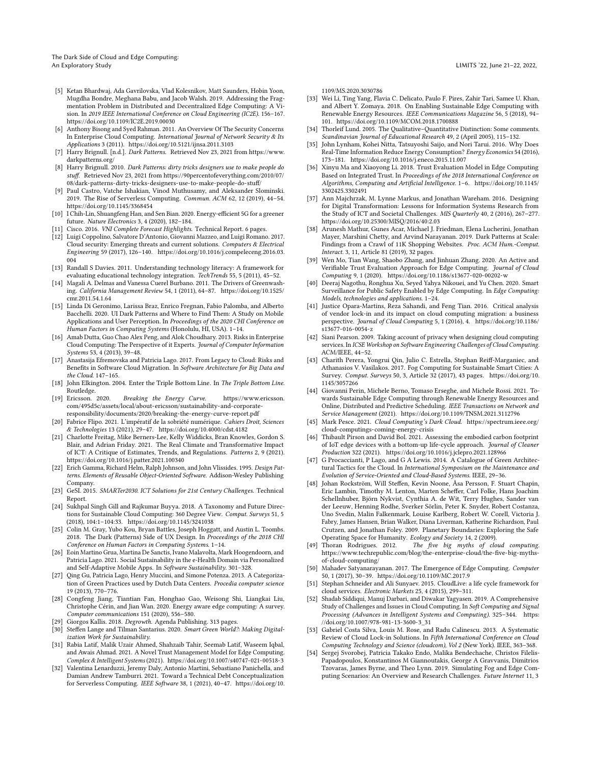- [5] Ketan Bhardwaj, Ada Gavrilovska, Vlad Kolesnikov, Matt Saunders, Hobin Yoon, Mugdha Bondre, Meghana Babu, and Jacob Walsh. 2019. Addressing the Fragmentation Problem in Distributed and Decentralized Edge Computing: A Vision. In *2019 IEEE International Conference on Cloud Engineering (IC2E)*. 156–167. https://doi.org/10.1109/IC2E.2019.00030
- [6] Anthony Bisong and Syed Rahman. 2011. An Overview Of The Security Concerns In Enterprise Cloud Computing. *International Journal of Network Security & Its Applications* 3 (2011). https://doi.org/10.5121/ijnsa.2011.3103
- [7] Harry Brignull. [n.d.]. *Dark Patterns*. Retrieved Nov 23, 2021 from https://www.darkpatterns.org/
- [8] Harry Brignull. 2010. *Dark Patterns: dirty tricks designers use to make people do stuff*. Retrieved Nov 23, 2021 from https://90percentofeverything.com/2010/07/08/dark-patterns-dirty-tricks-designers-use-to-make-people-do-stuff/
- [9] Paul Castro, Vatche Ishakian, Vinod Muthusamy, and Aleksander Slominski. 2019. The Rise of Serverless Computing. *Commun. ACM* 62, 12 (2019), 44–54. https://doi.org/10.1145/3368454
- [10] I Chih-Lin, Shuangfeng Han, and Sen Bian. 2020. Energy-efficient 5G for a greener future. *Nature Electronics* 3, 4 (2020), 182–184.
- [11] Cisco. 2016. *VNI Complete Forecast Highlights*. Technical Report. 6 pages.
- [12] Luigi Coppolino, Salvatore D'Antonio, Giovanni Mazzeo, and Luigi Romano. 2017. Cloud security: Emerging threats and current solutions. *Computers & Electrical Engineering* 59 (2017), 126–140. https://doi.org/10.1016/j.compeleceng.2016.03.004
- [13] Randall S Davies. 2011. Understanding technology literacy: A framework for evaluating educational technology integration. *TechTrends* 55, 5 (2011), 45–52.
- [14] Magali A. Delmas and Vanessa Cuerel Burbano. 2011. The Drivers of Greenwashing. *California Management Review* 54, 1 (2011), 64–87. https://doi.org/10.1525/cmr.2011.54.1.64
- [15] Linda Di Geronimo, Larissa Braz, Enrico Fregnan, Fabio Palomba, and Alberto Bacchelli. 2020. UI Dark Patterns and Where to Find Them: A Study on Mobile Applications and User Perception. In *Proceedings of the 2020 CHI Conference on Human Factors in Computing Systems* (Honolulu, HI, USA). 1–14.
- [16] Amab Dutta, Guo Chao Alex Peng, and Alok Choudhary. 2013. Risks in Enterprise Cloud Computing: The Perspective of it Experts. *Journal of Computer Information Systems* 53, 4 (2013), 39–48.
- [17] Anastasija Efremovska and Patricia Lago. 2017. From Legacy to Cloud: Risks and Benefits in Software Cloud Migration. In *Software Architecture for Big Data and the Cloud*. 147–165.
- [18] John Elkington. 2004. Enter the Triple Bottom Line. In *The Triple Bottom Line*. Routledge.
- [19] Ericsson. 2020. *Breaking the Energy Curve*. https://www.ericsson.com/495d5c/assets/local/about-ericsson/sustainability-and-corporate-responsibility/documents/2020/breaking-the-energy-curve-report.pdf
- [20] Fabrice Flipo. 2021. L'impératif de la sobriété numérique. *Cahiers Droit, Sciences & Technologies* 13 (2021), 29–47. https://doi.org/10.4000/cdst.4182
- [21] Charlotte Freitag, Mike Berners-Lee, Kelly Widdicks, Bran Knowles, Gordon S. Blair, and Adrian Friday. 2021. The Real Climate and Transformative Impact of ICT: A Critique of Estimates, Trends, and Regulations. *Patterns* 2, 9 (2021). https://doi.org/10.1016/j.patter.2021.100340
- [22] Erich Gamma, Richard Helm, Ralph Johnson, and John Vlissides. 1995. *Design Patterns. Elements of Reusable Object-Oriented Software*. Addison-Wesley Publishing Company.
- [23] GeSI. 2015. *SMARTer2030. ICT Solutions for 21st Century Challenges*. Technical Report.
- [24] Sukhpal Singh Gill and Rajkumar Buyya. 2018. A Taxonomy and Future Directions for Sustainable Cloud Computing: 360 Degree View. *Comput. Surveys* 51, 5 (2018), 104:1–104:33. https://doi.org/10.1145/3241038
- [25] Colin M. Gray, Yubo Kou, Bryan Battles, Joseph Hoggatt, and Austin L. Toombs. 2018. The Dark (Patterns) Side of UX Design. In *Proceedings of the 2018 CHI Conference on Human Factors in Computing Systems*. 1–14.
- [26] Eoin Martino Grua, Martina De Sanctis, Ivano Malavolta, Mark Hoogendoorn, and Patricia Lago. 2021. Social Sustainability in the e-Health Domain via Personalized and Self-Adaptive Mobile Apps. In *Software Sustainability*. 301–328.
- [27] Qing Gu, Patricia Lago, Henry Muccini, and Simone Potenza. 2013. A Categorization of Green Practices used by Dutch Data Centers. *Procedia computer science* 19 (2013), 770–776.
- [28] Congfeng Jiang, Tiantian Fan, Honghao Gao, Weisong Shi, Liangkai Liu, Christophe Cérin, and Jian Wan. 2020. Energy aware edge computing: A survey. *Computer communications* 151 (2020), 556–580.
- [29] Giorgos Kallis. 2018. *Degrowth*. Agenda Publishing. 313 pages.
- [30] Steffen Lange and Tilman Santarius. 2020. *Smart Green World?: Making Digitalization Work for Sustainability*.
- [31] Rabia Latif, Malik Uzair Ahmed, Shahzaib Tahir, Seemab Latif, Waseem Iqbal, and Awais Ahmad. 2021. A Novel Trust Management Model for Edge Computing. *Complex & Intelligent Systems* (2021). https://doi.org/10.1007/s40747-021-00518-3
- [32] Valentina Lenarduzzi, Jeremy Daly, Antonio Martini, Sebastiano Panichella, and Damian Andrew Tamburri. 2021. Toward a Technical Debt Conceptualization for Serverless Computing. *IEEE Software* 38, 1 (2021), 40–47. https://doi.org/10.1109/MS.2020.3030786
- [33] Wei Li, Ting Yang, Flavia C. Delicato, Paulo F. Pires, Zahir Tari, Samee U. Khan, and Albert Y. Zomaya. 2018. On Enabling Sustainable Edge Computing with Renewable Energy Resources. *IEEE Communications Magazine* 56, 5 (2018), 94–101. https://doi.org/10.1109/MCOM.2018.1700888
- [34] Thorleif Lund. 2005. The Qualitative–Quantitative Distinction: Some comments. *Scandinavian Journal of Educational Research* 49, 2 (April 2005), 115–132.
- [35] John Lynham, Kohei Nitta, Tatsuyoshi Saijo, and Nori Tarui. 2016. Why Does Real-Time Information Reduce Energy Consumption? *Energy Economics* 54 (2016), 173–181. https://doi.org/10.1016/j.eneco.2015.11.007
- [36] Xinyu Ma and Xiaoyong Li. 2018. Trust Evaluation Model in Edge Computing Based on Integrated Trust. In *Proceedings of the 2018 International Conference on Algorithms, Computing and Artificial Intelligence*. 1–6. https://doi.org/10.1145/3302425.3302491
- [37] Ann Majchrzak, M. Lynne Markus, and Jonathan Wareham. 2016. Designing for Digital Transformation: Lessons for Information Systems Research from the Study of ICT and Societal Challenges. *MIS Quarterly* 40, 2 (2016), 267–277. https://doi.org/10.25300/MISQ/2016/40:2.03
- [38] Arunesh Mathur, Gunes Acar, Michael J. Friedman, Elena Lucherini, Jonathan Mayer, Marshini Chetty, and Arvind Narayanan. 2019. Dark Patterns at Scale: Findings from a Crawl of 11K Shopping Websites. *Proc. ACM Hum.-Comput. Interact.* 3, 11, Article 81 (2019), 32 pages.
- [39] Wen Mo, Tian Wang, Shaobo Zhang, and Jinhuan Zhang. 2020. An Active and Verifiable Trust Evaluation Approach for Edge Computing. *Journal of Cloud Computing* 9, 1 (2020). https://doi.org/10.1186/s13677-020-00202-w
- [40] Deeraj Nagothu, Ronghua Xu, Seyed Yahya Nikouei, and Yu Chen. 2020. Smart Surveillance for Public Safety Enabled by Edge Computing. In *Edge Computing: Models, technologies and applications*. 1–24.
- [41] Justice Opara-Martins, Reza Sahandi, and Feng Tian. 2016. Critical analysis of vendor lock-in and its impact on cloud computing migration: a business perspective. *Journal of Cloud Computing* 5, 1 (2016), 4. https://doi.org/10.1186/s13677-016-0054-z
- [42] Siani Pearson. 2009. Taking account of privacy when designing cloud computing services. In *ICSE Workshop on Software Engineering Challenges of Cloud Computing*. ACM/IEEE, 44–52.
- [43] Charith Perera, Yongrui Qin, Julio C. Estrella, Stephan Reiff-Marganiec, and Athanasios V. Vasilakos. 2017. Fog Computing for Sustainable Smart Cities: A Survey. *Comput. Surveys* 50, 3, Article 32 (2017), 43 pages. https://doi.org/10.1145/3057266
- [44] Giovanni Perin, Michele Berno, Tomaso Erseghe, and Michele Rossi. 2021. Towards Sustainable Edge Computing through Renewable Energy Resources and Online, Distributed and Predictive Scheduling. *IEEE Transactions on Network and Service Management* (2021). https://doi.org/10.1109/TNSM.2021.3112796
- [45] Mark Pesce. 2021. *Cloud Computing's Dark Cloud*. https://spectrum.ieee.org/cloud-computings-coming-energy-crisis
- [46] Thibault Pirson and David Bol. 2021. Assessing the embodied carbon footprint of IoT edge devices with a bottom-up life-cycle approach. *Journal of Cleaner Production* 322 (2021). https://doi.org/10.1016/j.jclepro.2021.128966
- [47] G Procaccianti, P Lago, and G A Lewis. 2014. A Catalogue of Green Architectural Tactics for the Cloud. In *International Symposium on the Maintenance and Evolution of Service-Oriented and Cloud-Based Systems*. IEEE, 29–36.
- [48] Johan Rockström, Will Steffen, Kevin Noone, Åsa Persson, F. Stuart Chapin, Eric Lambin, Timothy M. Lenton, Marten Scheffer, Carl Folke, Hans Joachim Schellnhuber, Björn Nykvist, Cynthia A. de Wit, Terry Hughes, Sander van der Leeuw, Henning Rodhe, Sverker Sörlin, Peter K. Snyder, Robert Costanza, Uno Svedin, Malin Falkenmark, Louise Karlberg, Robert W. Corell, Victoria J. Fabry, James Hansen, Brian Walker, Diana Liverman, Katherine Richardson, Paul Crutzen, and Jonathan Foley. 2009. Planetary Boundaries: Exploring the Safe Operating Space for Humanity. *Ecology and Society* 14, 2 (2009).
- [49] Thoran Rodrigues. 2012. *The five big myths of cloud computing*. https://www.techrepublic.com/blog/the-enterprise-cloud/the-five-big-myths-of-cloud-computing/
- [50] Mahadev Satyanarayanan. 2017. The Emergence of Edge Computing. *Computer* 50, 1 (2017), 30–39. https://doi.org/10.1109/MC.2017.9
- [51] Stephan Schneider and Ali Sunyaev. 2015. CloudLive: a life cycle framework for cloud services. *Electronic Markets* 25, 4 (2015), 299–311.
- [52] Shadab Siddiqui, Manuj Darbari, and Diwakar Yagyasen. 2019. A Comprehensive Study of Challenges and Issues in Cloud Computing. In *Soft Computing and Signal Processing (Advances in Intelligent Systems and Computing)*. 325–344. https://doi.org/10.1007/978-981-13-3600-3_31
- [53] Gabriel Costa Silva, Louis M. Rose, and Radu Calinescu. 2013. A Systematic Review of Cloud Lock-in Solutions. In *Fifth International Conference on Cloud Computing Technology and Science (cloudcom), Vol 2* (New York). IEEE, 363–368.
- [54] Sergej Svorobej, Patricia Takako Endo, Malika Bendechache, Christos Filelis-Papadopoulos, Konstantinos M Giannoutakis, George A Gravvanis, Dimitrios Tzovaras, James Byrne, and Theo Lynn. 2019. Simulating Fog and Edge Computing Scenarios: An Overview and Research Challenges. *Future Internet* 11, 3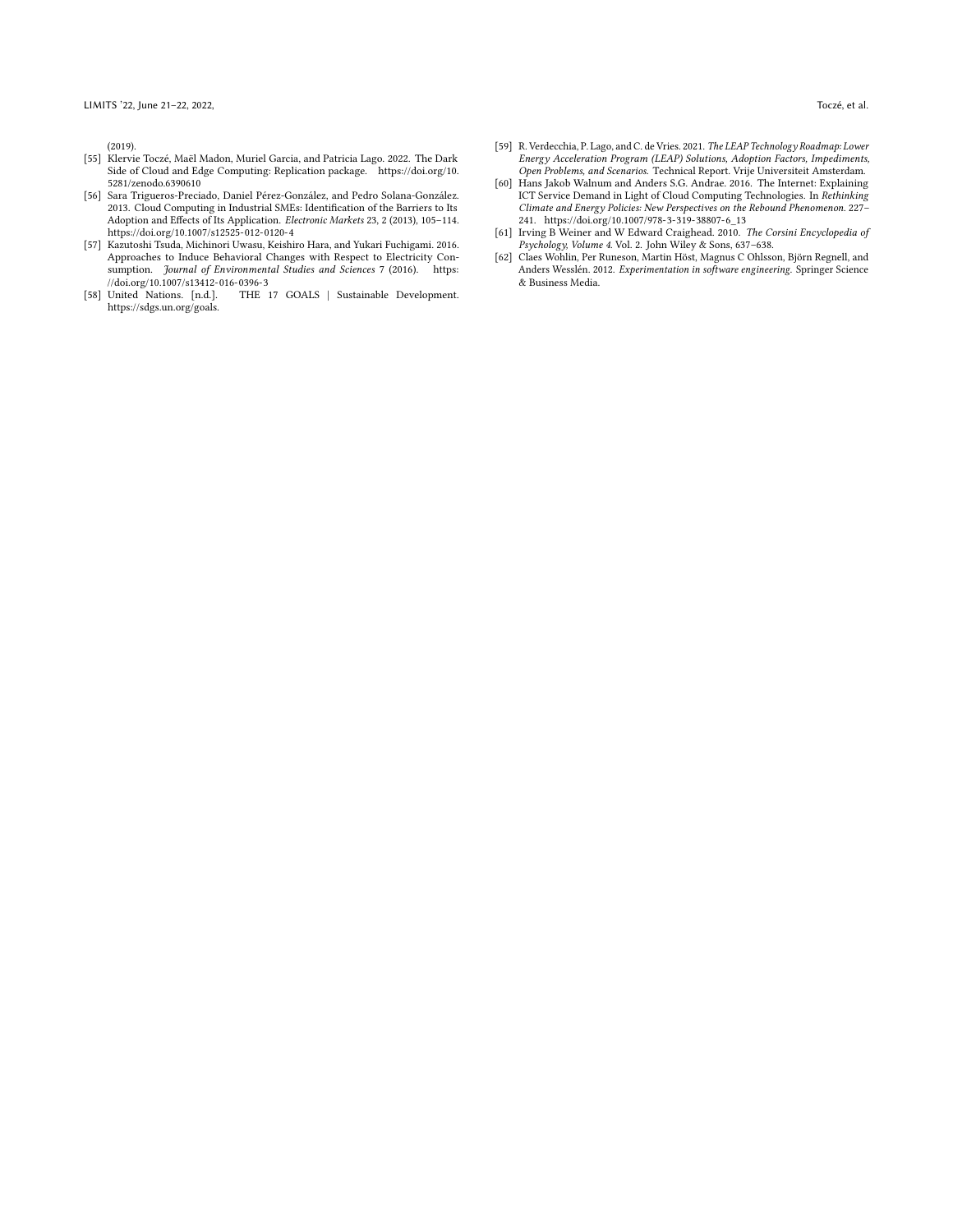(2019).

- [55] Klervie Toczé, Maël Madon, Muriel Garcia, and Patricia Lago. 2022. The Dark Side of Cloud and Edge Computing: Replication package. https://doi.org/10.5281/zenodo.6390610
- [56] Sara Trigueros-Preciado, Daniel Pérez-González, and Pedro Solana-González. 2013. Cloud Computing in Industrial SMEs: Identification of the Barriers to Its Adoption and Effects of Its Application. *Electronic Markets* 23, 2 (2013), 105–114. https://doi.org/10.1007/s12525-012-0120-4
- [57] Kazutoshi Tsuda, Michinori Uwasu, Keishiro Hara, and Yukari Fuchigami. 2016. Approaches to Induce Behavioral Changes with Respect to Electricity Consumption. *Journal of Environmental Studies and Sciences* 7 (2016). https://doi.org/10.1007/s13412-016-0396-3
- [58] United Nations. [n.d.]. THE 17 GOALS | Sustainable Development. https://sdgs.un.org/goals.
- [59] R. Verdecchia, P. Lago, and C. de Vries. 2021. *The LEAP Technology Roadmap: Lower Energy Acceleration Program (LEAP) Solutions, Adoption Factors, Impediments, Open Problems, and Scenarios.* Technical Report. Vrije Universiteit Amsterdam.
- [60] Hans Jakob Walnum and Anders S.G. Andrae. 2016. The Internet: Explaining ICT Service Demand in Light of Cloud Computing Technologies. In *Rethinking Climate and Energy Policies: New Perspectives on the Rebound Phenomenon*. 227–241. https://doi.org/10.1007/978-3-319-38807-6_13
- [61] Irving B Weiner and W Edward Craighead. 2010. *The Corsini Encyclopedia of Psychology, Volume 4*. Vol. 2. John Wiley & Sons, 637–638.
- [62] Claes Wohlin, Per Runeson, Martin Höst, Magnus C Ohlsson, Björn Regnell, and Anders Wesslén. 2012. *Experimentation in software engineering*. Springer Science & Business Media.